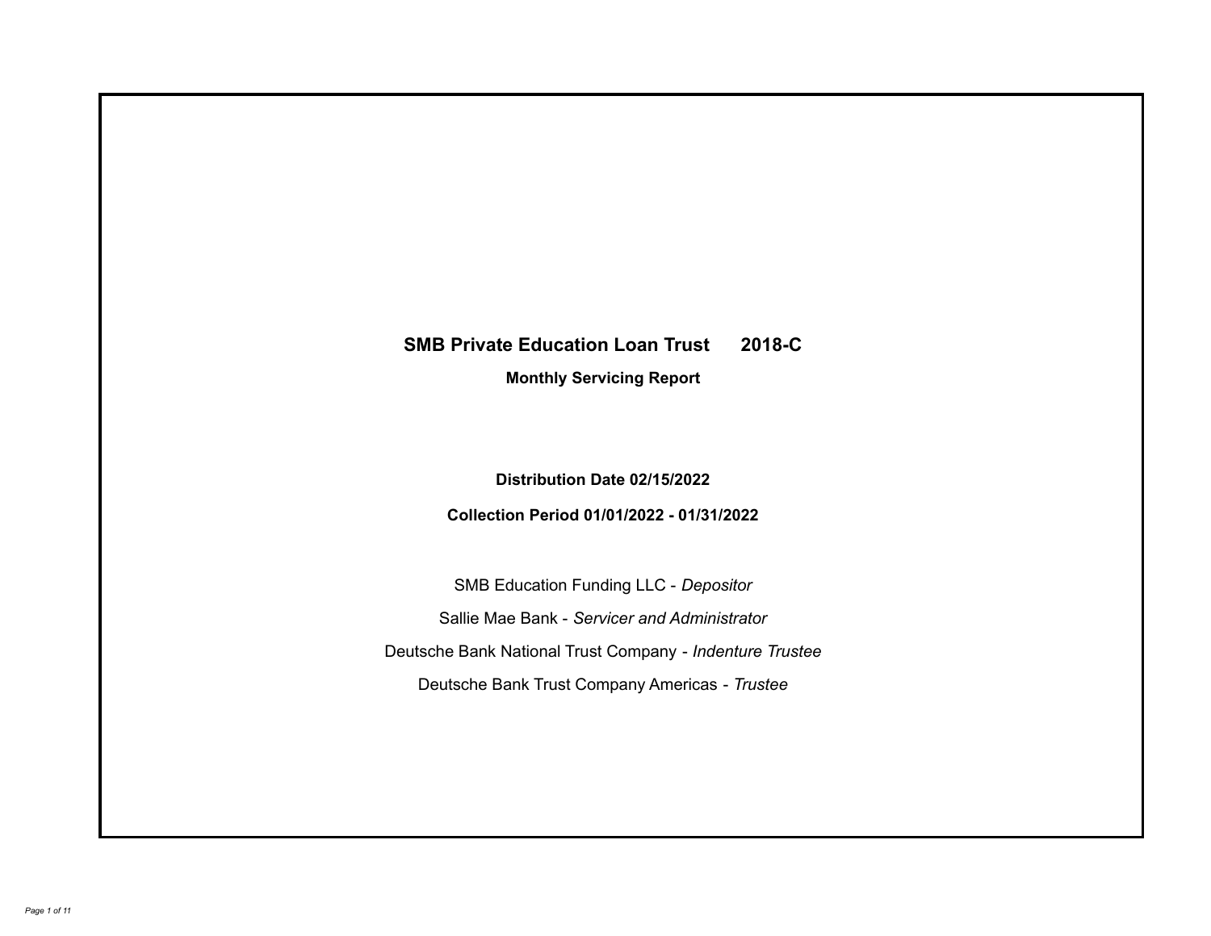# SMB Private Education Loan Trust 2018-C

## Monthly Servicing Report

**Distribution Date 02/15/2022**

**Collection Period 01/01/2022 - 01/31/2022**

SMB Education Funding LLC - *Depositor*

Sallie Mae Bank - *Servicer and Administrator*

Deutsche Bank National Trust Company - *Indenture Trustee*

Deutsche Bank Trust Company Americas - *Trustee*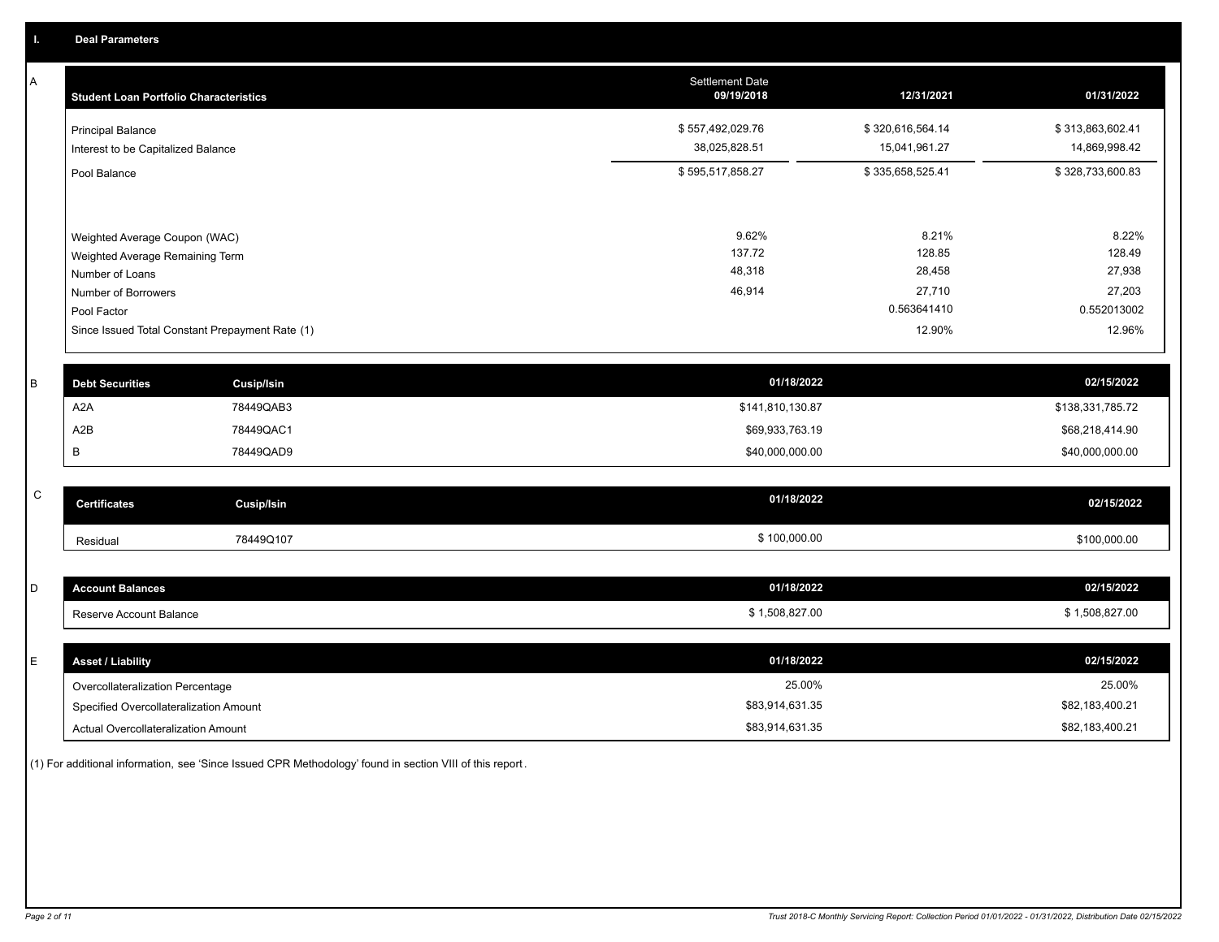## I. Deal Parameters

### A

| Student Loan Portfolio Characteristics | Settlement Date 09/19/2018 | 12/31/2021 | 01/31/2022 |
|---|---|---|---|
| Principal Balance | $ 557,492,029.76 | $ 320,616,564.14 | $ 313,863,602.41 |
| Interest to be Capitalized Balance | 38,025,828.51 | 15,041,961.27 | 14,869,998.42 |
| Pool Balance | $ 595,517,858.27 | $ 335,658,525.41 | $ 328,733,600.83 |
| Weighted Average Coupon (WAC) | 9.62% | 8.21% | 8.22% |
| Weighted Average Remaining Term | 137.72 | 128.85 | 128.49 |
| Number of Loans | 48,318 | 28,458 | 27,938 |
| Number of Borrowers | 46,914 | 27,710 | 27,203 |
| Pool Factor | | 0.563641410 | 0.552013002 |
| Since Issued Total Constant Prepayment Rate (1) | | 12.90% | 12.96% |

### B

| Debt Securities | Cusip/Isin | 01/18/2022 | 02/15/2022 |
|---|---|---|---|
| A2A | 78449QAB3 | $141,810,130.87 | $138,331,785.72 |
| A2B | 78449QAC1 | $69,933,763.19 | $68,218,414.90 |
| B | 78449QAD9 | $40,000,000.00 | $40,000,000.00 |

### C

| Certificates | Cusip/Isin | 01/18/2022 | 02/15/2022 |
|---|---|---|---|
| Residual | 78449Q107 | $ 100,000.00 | $100,000.00 |

### D

| Account Balances | 01/18/2022 | 02/15/2022 |
|---|---|---|
| Reserve Account Balance | $ 1,508,827.00 | $ 1,508,827.00 |

### E

| Asset / Liability | 01/18/2022 | 02/15/2022 |
|---|---|---|
| Overcollateralization Percentage | 25.00% | 25.00% |
| Specified Overcollateralization Amount | $83,914,631.35 | $82,183,400.21 |
| Actual Overcollateralization Amount | $83,914,631.35 | $82,183,400.21 |

(1) For additional information, see 'Since Issued CPR Methodology' found in section VIII of this report.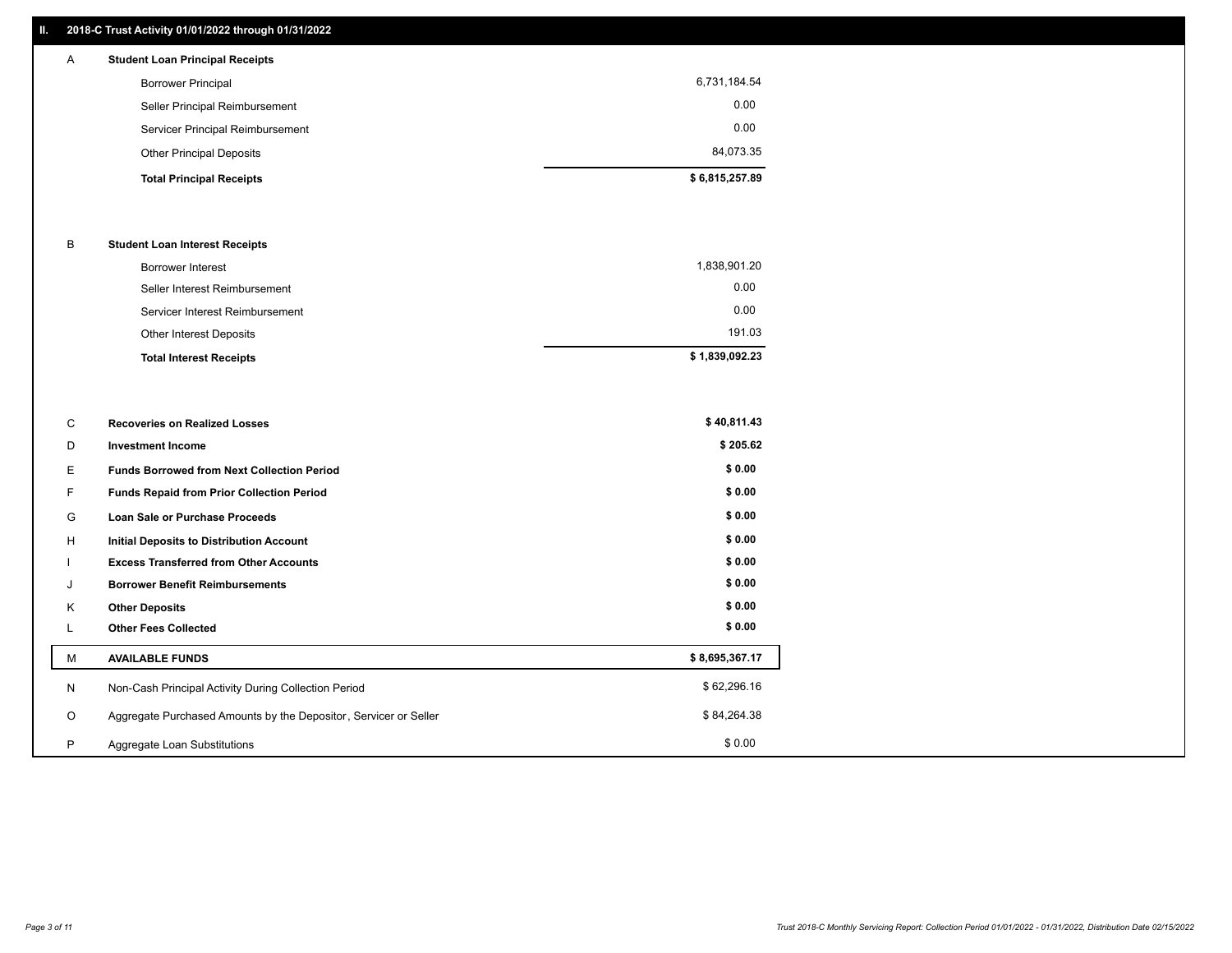## II. 2018-C Trust Activity 01/01/2022 through 01/31/2022

| | | |
|---|---|---|
| A | **Student Loan Principal Receipts** | |
| | Borrower Principal | 6,731,184.54 |
| | Seller Principal Reimbursement | 0.00 |
| | Servicer Principal Reimbursement | 0.00 |
| | Other Principal Deposits | 84,073.35 |
| | **Total Principal Receipts** | **$ 6,815,257.89** |
| B | **Student Loan Interest Receipts** | |
| | Borrower Interest | 1,838,901.20 |
| | Seller Interest Reimbursement | 0.00 |
| | Servicer Interest Reimbursement | 0.00 |
| | Other Interest Deposits | 191.03 |
| | **Total Interest Receipts** | **$ 1,839,092.23** |
| C | **Recoveries on Realized Losses** | **$ 40,811.43** |
| D | **Investment Income** | **$ 205.62** |
| E | **Funds Borrowed from Next Collection Period** | **$ 0.00** |
| F | **Funds Repaid from Prior Collection Period** | **$ 0.00** |
| G | **Loan Sale or Purchase Proceeds** | **$ 0.00** |
| H | **Initial Deposits to Distribution Account** | **$ 0.00** |
| I | **Excess Transferred from Other Accounts** | **$ 0.00** |
| J | **Borrower Benefit Reimbursements** | **$ 0.00** |
| K | **Other Deposits** | **$ 0.00** |
| L | **Other Fees Collected** | **$ 0.00** |
| M | **AVAILABLE FUNDS** | **$ 8,695,367.17** |
| N | Non-Cash Principal Activity During Collection Period | $ 62,296.16 |
| O | Aggregate Purchased Amounts by the Depositor, Servicer or Seller | $ 84,264.38 |
| P | Aggregate Loan Substitutions | $ 0.00 |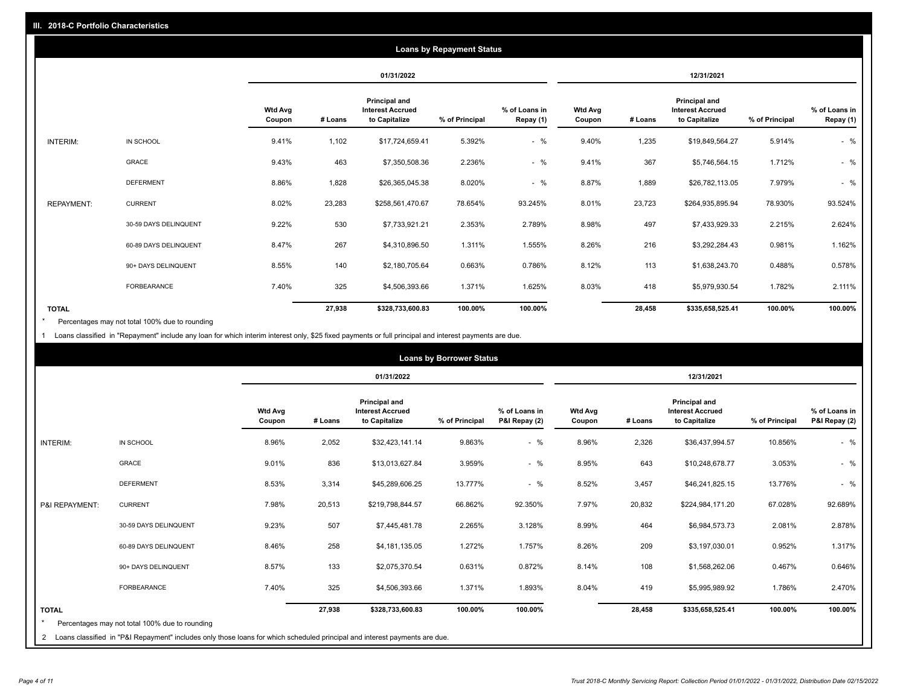## III. 2018-C Portfolio Characteristics

### Loans by Repayment Status

| | | 01/31/2022 | | | | | 12/31/2021 | | | | |
|---|---|---|---|---|---|---|---|---|---|---|---|
| | | Wtd Avg Coupon | # Loans | Principal and Interest Accrued to Capitalize | % of Principal | % of Loans in Repay (1) | Wtd Avg Coupon | # Loans | Principal and Interest Accrued to Capitalize | % of Principal | % of Loans in Repay (1) |
| INTERIM: | IN SCHOOL | 9.41% | 1,102 | $17,724,659.41 | 5.392% | - % | 9.40% | 1,235 | $19,849,564.27 | 5.914% | - % |
| | GRACE | 9.43% | 463 | $7,350,508.36 | 2.236% | - % | 9.41% | 367 | $5,746,564.15 | 1.712% | - % |
| | DEFERMENT | 8.86% | 1,828 | $26,365,045.38 | 8.020% | - % | 8.87% | 1,889 | $26,782,113.05 | 7.979% | - % |
| REPAYMENT: | CURRENT | 8.02% | 23,283 | $258,561,470.67 | 78.654% | 93.245% | 8.01% | 23,723 | $264,935,895.94 | 78.930% | 93.524% |
| | 30-59 DAYS DELINQUENT | 9.22% | 530 | $7,733,921.21 | 2.353% | 2.789% | 8.98% | 497 | $7,433,929.33 | 2.215% | 2.624% |
| | 60-89 DAYS DELINQUENT | 8.47% | 267 | $4,310,896.50 | 1.311% | 1.555% | 8.26% | 216 | $3,292,284.43 | 0.981% | 1.162% |
| | 90+ DAYS DELINQUENT | 8.55% | 140 | $2,180,705.64 | 0.663% | 0.786% | 8.12% | 113 | $1,638,243.70 | 0.488% | 0.578% |
| | FORBEARANCE | 7.40% | 325 | $4,506,393.66 | 1.371% | 1.625% | 8.03% | 418 | $5,979,930.54 | 1.782% | 2.111% |
| **TOTAL** | | | **27,938** | **$328,733,600.83** | **100.00%** | **100.00%** | | **28,458** | **$335,658,525.41** | **100.00%** | **100.00%** |

\* Percentages may not total 100% due to rounding

1 Loans classified in "Repayment" include any loan for which interim interest only, $25 fixed payments or full principal and interest payments are due.

### Loans by Borrower Status

| | | 01/31/2022 | | | | | 12/31/2021 | | | | |
|---|---|---|---|---|---|---|---|---|---|---|---|
| | | Wtd Avg Coupon | # Loans | Principal and Interest Accrued to Capitalize | % of Principal | % of Loans in P&I Repay (2) | Wtd Avg Coupon | # Loans | Principal and Interest Accrued to Capitalize | % of Principal | % of Loans in P&I Repay (2) |
| INTERIM: | IN SCHOOL | 8.96% | 2,052 | $32,423,141.14 | 9.863% | - % | 8.96% | 2,326 | $36,437,994.57 | 10.856% | - % |
| | GRACE | 9.01% | 836 | $13,013,627.84 | 3.959% | - % | 8.95% | 643 | $10,248,678.77 | 3.053% | - % |
| | DEFERMENT | 8.53% | 3,314 | $45,289,606.25 | 13.777% | - % | 8.52% | 3,457 | $46,241,825.15 | 13.776% | - % |
| P&I REPAYMENT: | CURRENT | 7.98% | 20,513 | $219,798,844.57 | 66.862% | 92.350% | 7.97% | 20,832 | $224,984,171.20 | 67.028% | 92.689% |
| | 30-59 DAYS DELINQUENT | 9.23% | 507 | $7,445,481.78 | 2.265% | 3.128% | 8.99% | 464 | $6,984,573.73 | 2.081% | 2.878% |
| | 60-89 DAYS DELINQUENT | 8.46% | 258 | $4,181,135.05 | 1.272% | 1.757% | 8.26% | 209 | $3,197,030.01 | 0.952% | 1.317% |
| | 90+ DAYS DELINQUENT | 8.57% | 133 | $2,075,370.54 | 0.631% | 0.872% | 8.14% | 108 | $1,568,262.06 | 0.467% | 0.646% |
| | FORBEARANCE | 7.40% | 325 | $4,506,393.66 | 1.371% | 1.893% | 8.04% | 419 | $5,995,989.92 | 1.786% | 2.470% |
| **TOTAL** | | | **27,938** | **$328,733,600.83** | **100.00%** | **100.00%** | | **28,458** | **$335,658,525.41** | **100.00%** | **100.00%** |

\* Percentages may not total 100% due to rounding

2 Loans classified in "P&I Repayment" includes only those loans for which scheduled principal and interest payments are due.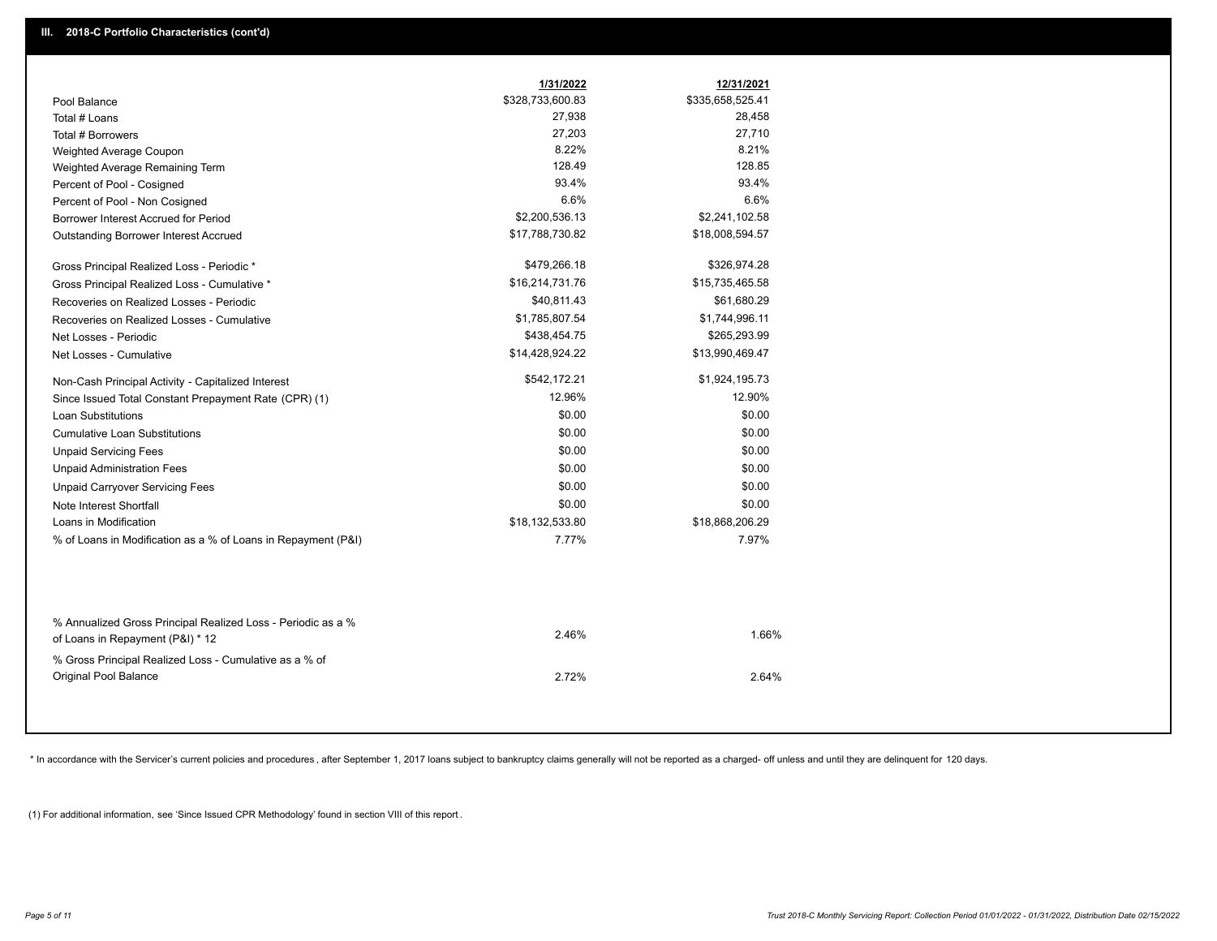## III. 2018-C Portfolio Characteristics (cont'd)

| | 1/31/2022 | 12/31/2021 |
|---|---|---|
| Pool Balance | $328,733,600.83 | $335,658,525.41 |
| Total # Loans | 27,938 | 28,458 |
| Total # Borrowers | 27,203 | 27,710 |
| Weighted Average Coupon | 8.22% | 8.21% |
| Weighted Average Remaining Term | 128.49 | 128.85 |
| Percent of Pool - Cosigned | 93.4% | 93.4% |
| Percent of Pool - Non Cosigned | 6.6% | 6.6% |
| Borrower Interest Accrued for Period | $2,200,536.13 | $2,241,102.58 |
| Outstanding Borrower Interest Accrued | $17,788,730.82 | $18,008,594.57 |
| Gross Principal Realized Loss - Periodic * | $479,266.18 | $326,974.28 |
| Gross Principal Realized Loss - Cumulative * | $16,214,731.76 | $15,735,465.58 |
| Recoveries on Realized Losses - Periodic | $40,811.43 | $61,680.29 |
| Recoveries on Realized Losses - Cumulative | $1,785,807.54 | $1,744,996.11 |
| Net Losses - Periodic | $438,454.75 | $265,293.99 |
| Net Losses - Cumulative | $14,428,924.22 | $13,990,469.47 |
| Non-Cash Principal Activity - Capitalized Interest | $542,172.21 | $1,924,195.73 |
| Since Issued Total Constant Prepayment Rate (CPR) (1) | 12.96% | 12.90% |
| Loan Substitutions | $0.00 | $0.00 |
| Cumulative Loan Substitutions | $0.00 | $0.00 |
| Unpaid Servicing Fees | $0.00 | $0.00 |
| Unpaid Administration Fees | $0.00 | $0.00 |
| Unpaid Carryover Servicing Fees | $0.00 | $0.00 |
| Note Interest Shortfall | $0.00 | $0.00 |
| Loans in Modification | $18,132,533.80 | $18,868,206.29 |
| % of Loans in Modification as a % of Loans in Repayment (P&I) | 7.77% | 7.97% |
| % Annualized Gross Principal Realized Loss - Periodic as a % of Loans in Repayment (P&I) * 12 | 2.46% | 1.66% |
| % Gross Principal Realized Loss - Cumulative as a % of Original Pool Balance | 2.72% | 2.64% |

* In accordance with the Servicer's current policies and procedures , after September 1, 2017 loans subject to bankruptcy claims generally will not be reported as a charged- off unless and until they are delinquent for 120 days.

(1) For additional information, see 'Since Issued CPR Methodology' found in section VIII of this report .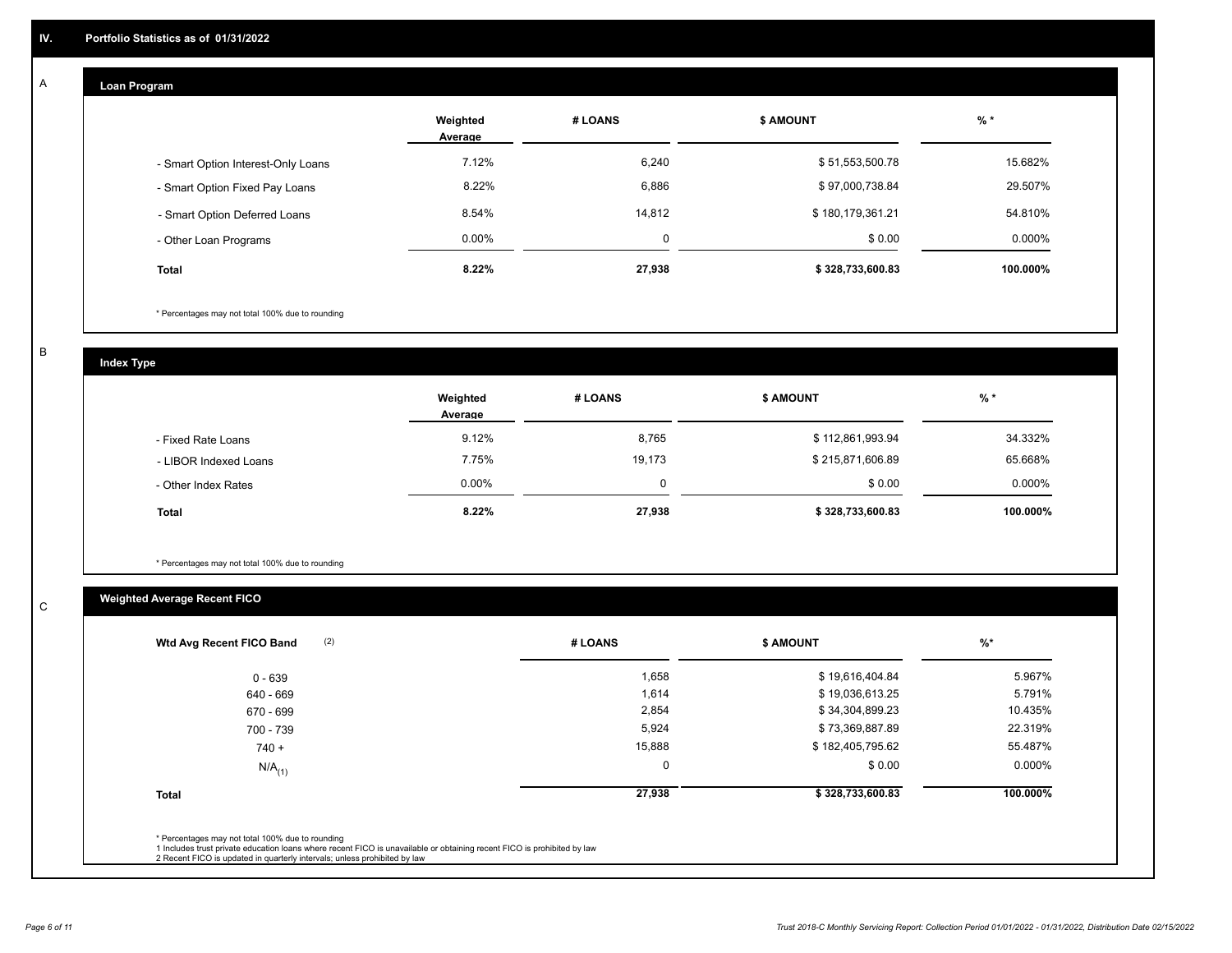## IV. Portfolio Statistics as of 01/31/2022

### A Loan Program

| | Weighted Average | # LOANS | $ AMOUNT | % * |
|---|---|---|---|---|
| - Smart Option Interest-Only Loans | 7.12% | 6,240 | $ 51,553,500.78 | 15.682% |
| - Smart Option Fixed Pay Loans | 8.22% | 6,886 | $ 97,000,738.84 | 29.507% |
| - Smart Option Deferred Loans | 8.54% | 14,812 | $ 180,179,361.21 | 54.810% |
| - Other Loan Programs | 0.00% | 0 | $ 0.00 | 0.000% |
| **Total** | **8.22%** | **27,938** | **$ 328,733,600.83** | **100.000%** |

* Percentages may not total 100% due to rounding

### B Index Type

| | Weighted Average | # LOANS | $ AMOUNT | % * |
|---|---|---|---|---|
| - Fixed Rate Loans | 9.12% | 8,765 | $ 112,861,993.94 | 34.332% |
| - LIBOR Indexed Loans | 7.75% | 19,173 | $ 215,871,606.89 | 65.668% |
| - Other Index Rates | 0.00% | 0 | $ 0.00 | 0.000% |
| **Total** | **8.22%** | **27,938** | **$ 328,733,600.83** | **100.000%** |

* Percentages may not total 100% due to rounding

### C Weighted Average Recent FICO

| Wtd Avg Recent FICO Band (2) | # LOANS | $ AMOUNT | %* |
|---|---|---|---|
| 0 - 639 | 1,658 | $ 19,616,404.84 | 5.967% |
| 640 - 669 | 1,614 | $ 19,036,613.25 | 5.791% |
| 670 - 699 | 2,854 | $ 34,304,899.23 | 10.435% |
| 700 - 739 | 5,924 | $ 73,369,887.89 | 22.319% |
| 740 + | 15,888 | $ 182,405,795.62 | 55.487% |
| N/A (1) | 0 | $ 0.00 | 0.000% |
| **Total** | **27,938** | **$ 328,733,600.83** | **100.000%** |

* Percentages may not total 100% due to rounding
1 Includes trust private education loans where recent FICO is unavailable or obtaining recent FICO is prohibited by law
2 Recent FICO is updated in quarterly intervals; unless prohibited by law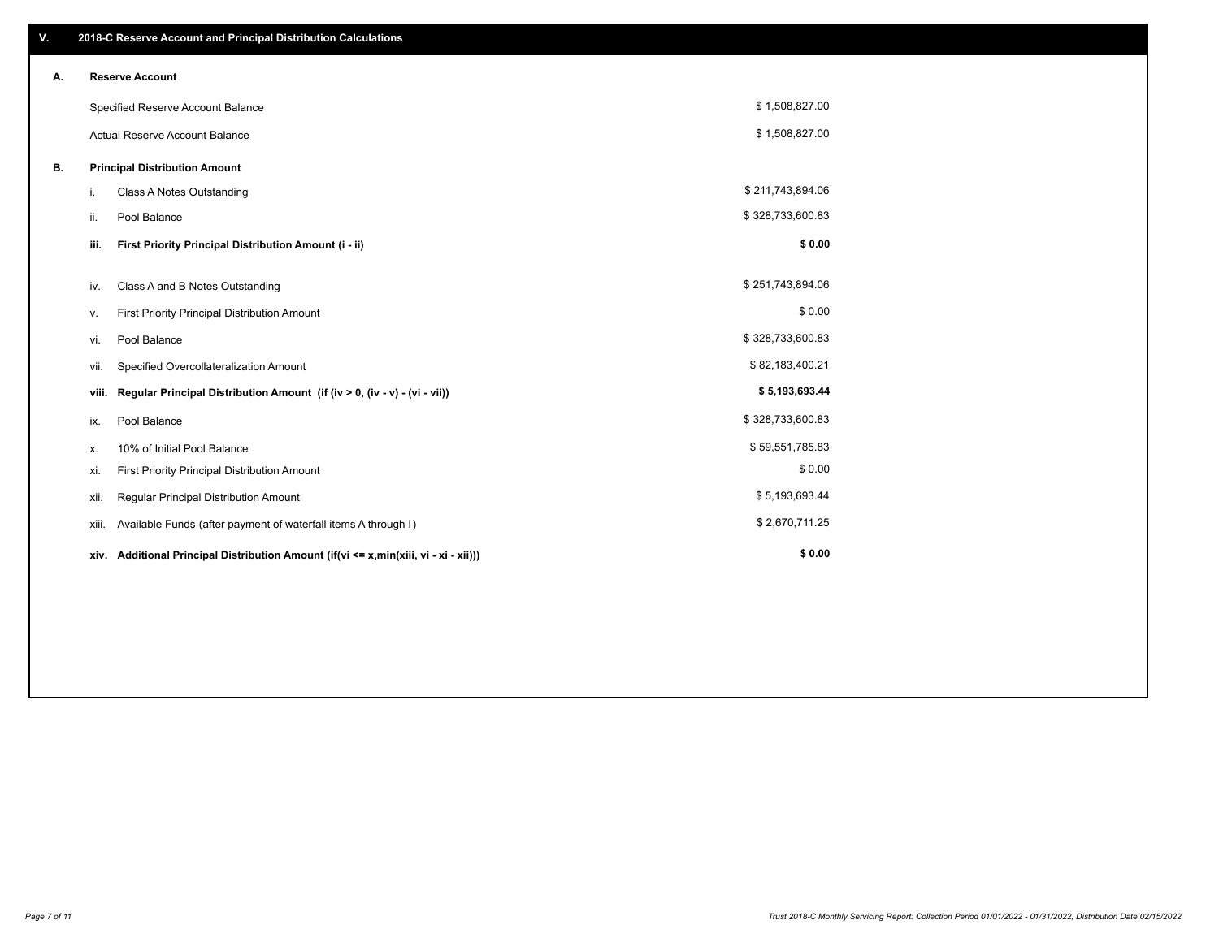## V. 2018-C Reserve Account and Principal Distribution Calculations

### A. Reserve Account

| | |
|---|---|
| Specified Reserve Account Balance | $ 1,508,827.00 |
| Actual Reserve Account Balance | $ 1,508,827.00 |

### B. Principal Distribution Amount

| | | |
|---|---|---|
| i. | Class A Notes Outstanding | $ 211,743,894.06 |
| ii. | Pool Balance | $ 328,733,600.83 |
| **iii.** | **First Priority Principal Distribution Amount (i - ii)** | **$ 0.00** |
| iv. | Class A and B Notes Outstanding | $ 251,743,894.06 |
| v. | First Priority Principal Distribution Amount | $ 0.00 |
| vi. | Pool Balance | $ 328,733,600.83 |
| vii. | Specified Overcollateralization Amount | $ 82,183,400.21 |
| **viii.** | **Regular Principal Distribution Amount (if (iv > 0, (iv - v) - (vi - vii))** | **$ 5,193,693.44** |
| ix. | Pool Balance | $ 328,733,600.83 |
| x. | 10% of Initial Pool Balance | $ 59,551,785.83 |
| xi. | First Priority Principal Distribution Amount | $ 0.00 |
| xii. | Regular Principal Distribution Amount | $ 5,193,693.44 |
| xiii. | Available Funds (after payment of waterfall items A through I) | $ 2,670,711.25 |
| **xiv.** | **Additional Principal Distribution Amount (if(vi <= x,min(xiii, vi - xi - xii)))** | **$ 0.00** |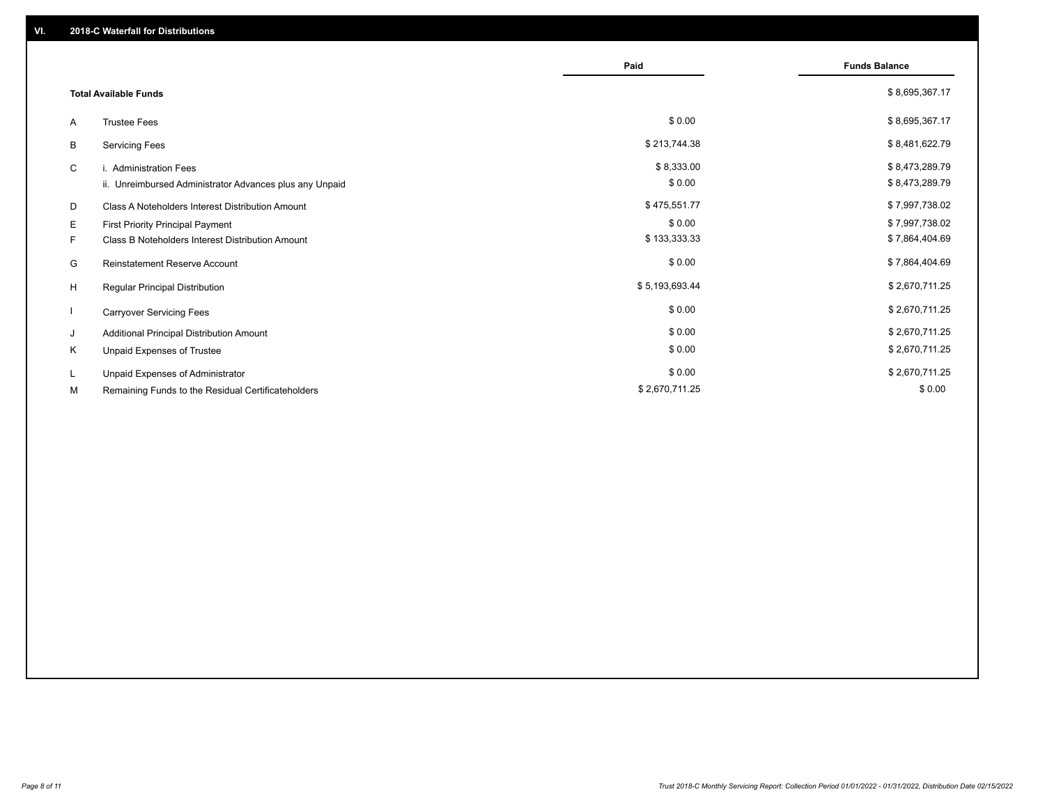## VI. 2018-C Waterfall for Distributions

| | | Paid | Funds Balance |
|---|---|---|---|
| | **Total Available Funds** | | $ 8,695,367.17 |
| A | Trustee Fees | $ 0.00 | $ 8,695,367.17 |
| B | Servicing Fees | $ 213,744.38 | $ 8,481,622.79 |
| C | i. Administration Fees | $ 8,333.00 | $ 8,473,289.79 |
| | ii. Unreimbursed Administrator Advances plus any Unpaid | $ 0.00 | $ 8,473,289.79 |
| D | Class A Noteholders Interest Distribution Amount | $ 475,551.77 | $ 7,997,738.02 |
| E | First Priority Principal Payment | $ 0.00 | $ 7,997,738.02 |
| F | Class B Noteholders Interest Distribution Amount | $ 133,333.33 | $ 7,864,404.69 |
| G | Reinstatement Reserve Account | $ 0.00 | $ 7,864,404.69 |
| H | Regular Principal Distribution | $ 5,193,693.44 | $ 2,670,711.25 |
| I | Carryover Servicing Fees | $ 0.00 | $ 2,670,711.25 |
| J | Additional Principal Distribution Amount | $ 0.00 | $ 2,670,711.25 |
| K | Unpaid Expenses of Trustee | $ 0.00 | $ 2,670,711.25 |
| L | Unpaid Expenses of Administrator | $ 0.00 | $ 2,670,711.25 |
| M | Remaining Funds to the Residual Certificateholders | $ 2,670,711.25 | $ 0.00 |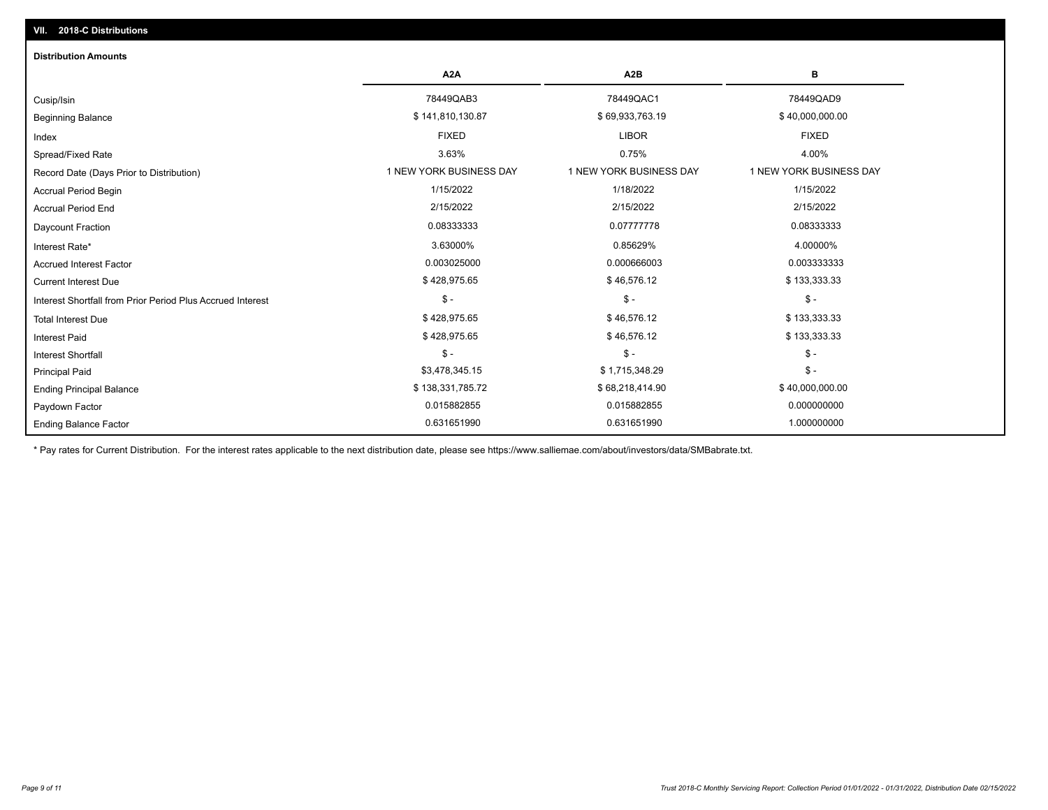## VII. 2018-C Distributions

### Distribution Amounts

| | A2A | A2B | B |
|---|---|---|---|
| Cusip/Isin | 78449QAB3 | 78449QAC1 | 78449QAD9 |
| Beginning Balance | $ 141,810,130.87 | $ 69,933,763.19 | $ 40,000,000.00 |
| Index | FIXED | LIBOR | FIXED |
| Spread/Fixed Rate | 3.63% | 0.75% | 4.00% |
| Record Date (Days Prior to Distribution) | 1 NEW YORK BUSINESS DAY | 1 NEW YORK BUSINESS DAY | 1 NEW YORK BUSINESS DAY |
| Accrual Period Begin | 1/15/2022 | 1/18/2022 | 1/15/2022 |
| Accrual Period End | 2/15/2022 | 2/15/2022 | 2/15/2022 |
| Daycount Fraction | 0.08333333 | 0.07777778 | 0.08333333 |
| Interest Rate* | 3.63000% | 0.85629% | 4.00000% |
| Accrued Interest Factor | 0.003025000 | 0.000666003 | 0.003333333 |
| Current Interest Due | $ 428,975.65 | $ 46,576.12 | $ 133,333.33 |
| Interest Shortfall from Prior Period Plus Accrued Interest | $ - | $ - | $ - |
| Total Interest Due | $ 428,975.65 | $ 46,576.12 | $ 133,333.33 |
| Interest Paid | $ 428,975.65 | $ 46,576.12 | $ 133,333.33 |
| Interest Shortfall | $ - | $ - | $ - |
| Principal Paid | $3,478,345.15 | $ 1,715,348.29 | $ - |
| Ending Principal Balance | $ 138,331,785.72 | $ 68,218,414.90 | $ 40,000,000.00 |
| Paydown Factor | 0.015882855 | 0.015882855 | 0.000000000 |
| Ending Balance Factor | 0.631651990 | 0.631651990 | 1.000000000 |

* Pay rates for Current Distribution. For the interest rates applicable to the next distribution date, please see https://www.salliemae.com/about/investors/data/SMBabrate.txt.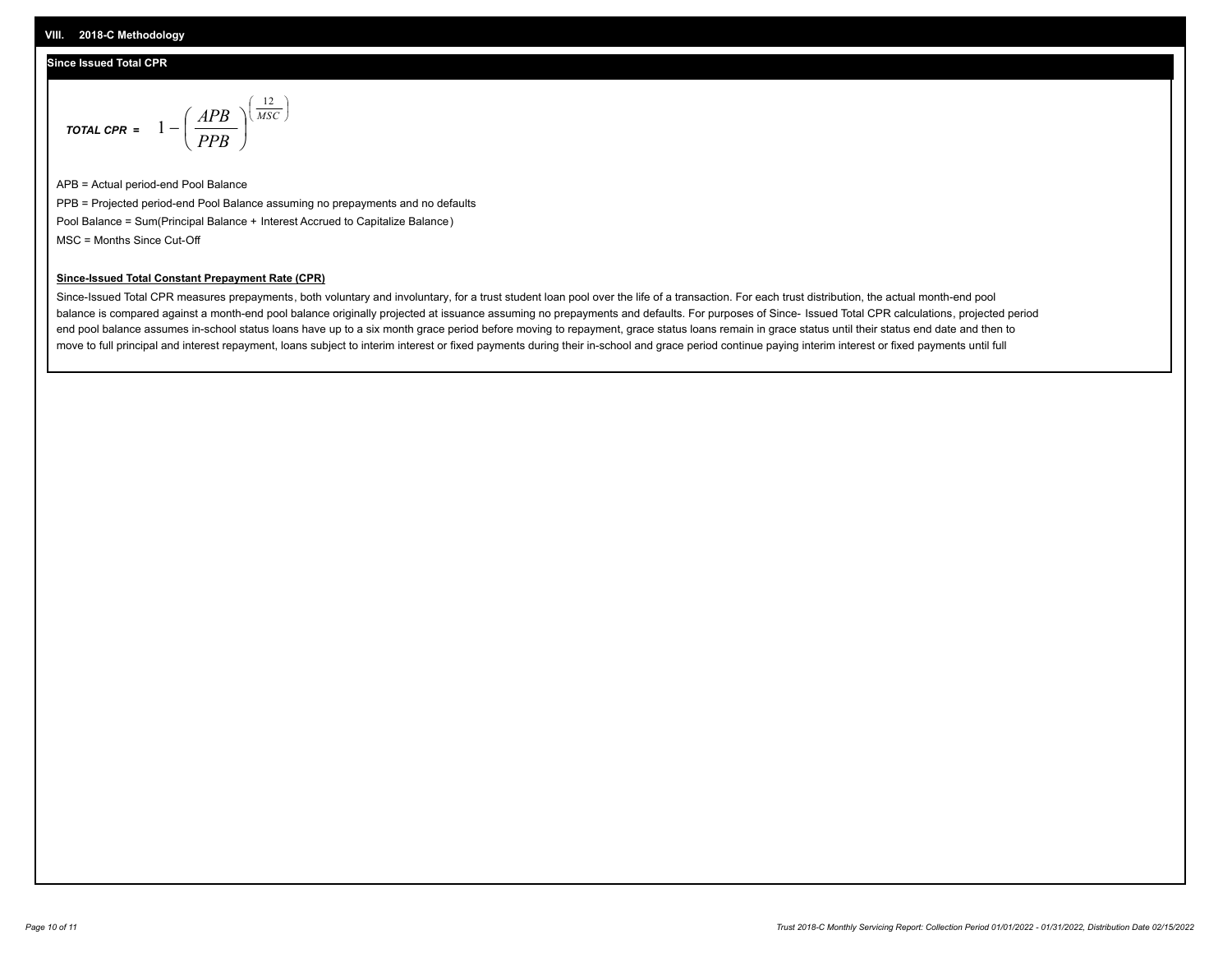## VIII. 2018-C Methodology

### Since Issued Total CPR

$$TOTAL\ CPR = 1 - \left( \frac{APB}{PPB} \right)^{\left( \frac{12}{MSC} \right)}$$

APB = Actual period-end Pool Balance

PPB = Projected period-end Pool Balance assuming no prepayments and no defaults

Pool Balance = Sum(Principal Balance + Interest Accrued to Capitalize Balance)

MSC = Months Since Cut-Off

**Since-Issued Total Constant Prepayment Rate (CPR)**

Since-Issued Total CPR measures prepayments, both voluntary and involuntary, for a trust student loan pool over the life of a transaction. For each trust distribution, the actual month-end pool balance is compared against a month-end pool balance originally projected at issuance assuming no prepayments and defaults. For purposes of Since- Issued Total CPR calculations, projected period end pool balance assumes in-school status loans have up to a six month grace period before moving to repayment, grace status loans remain in grace status until their status end date and then to move to full principal and interest repayment, loans subject to interim interest or fixed payments during their in-school and grace period continue paying interim interest or fixed payments until full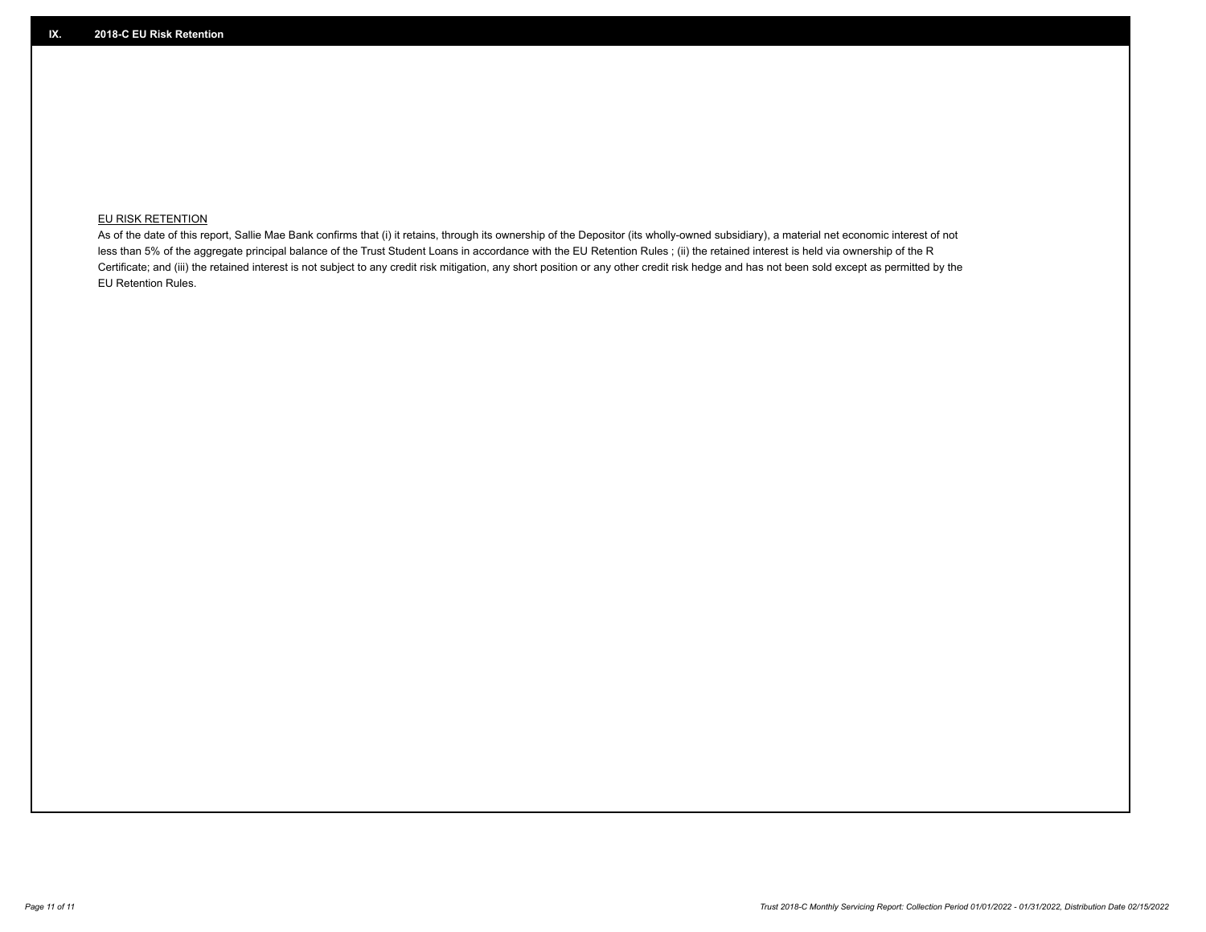## IX. 2018-C EU Risk Retention

EU RISK RETENTION

As of the date of this report, Sallie Mae Bank confirms that (i) it retains, through its ownership of the Depositor (its wholly-owned subsidiary), a material net economic interest of not less than 5% of the aggregate principal balance of the Trust Student Loans in accordance with the EU Retention Rules ; (ii) the retained interest is held via ownership of the R Certificate; and (iii) the retained interest is not subject to any credit risk mitigation, any short position or any other credit risk hedge and has not been sold except as permitted by the EU Retention Rules.